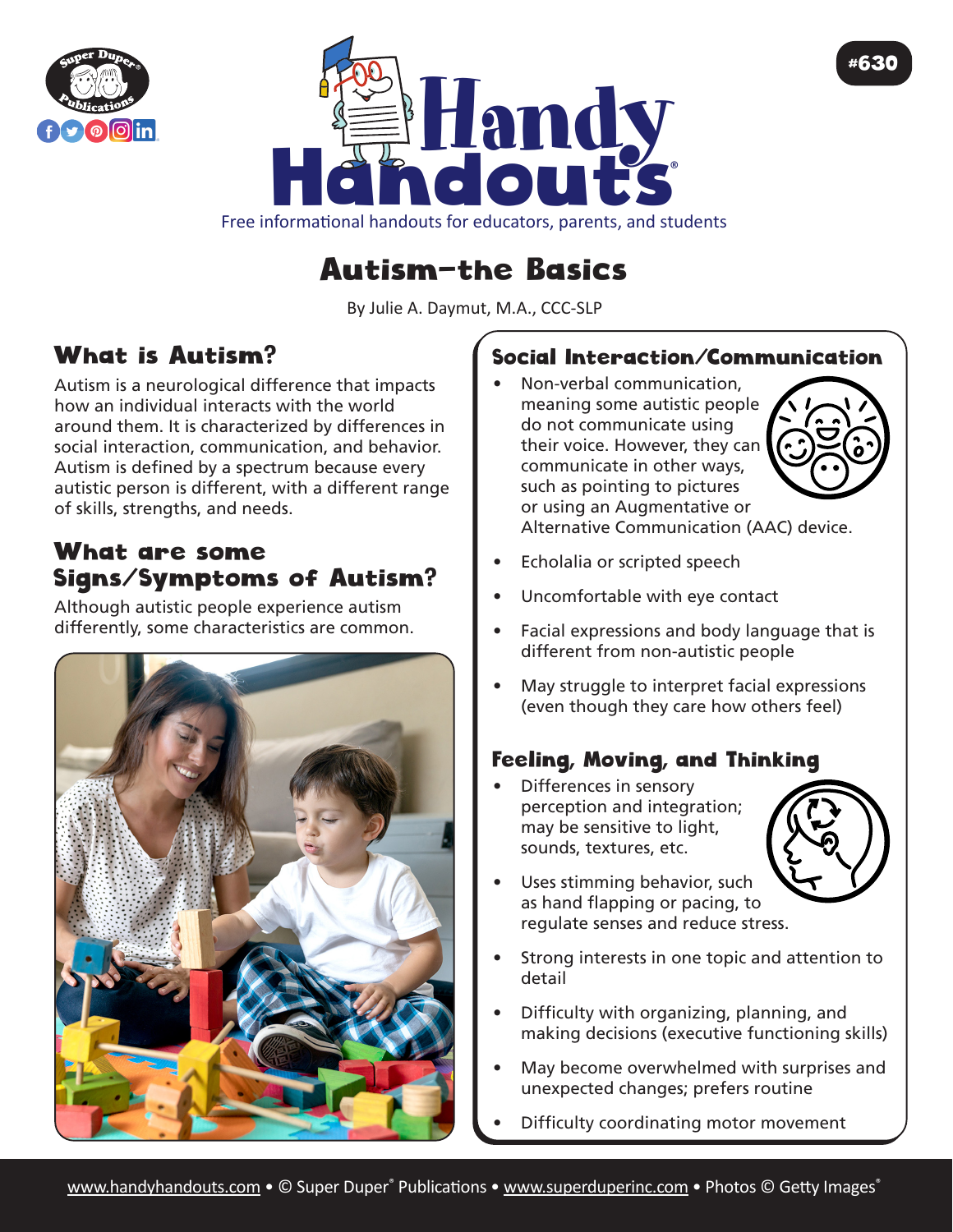# Handy Handouts®

Free informational handouts for educators, parents, and students

#630

## Autism–the Basics

By Julie A. Daymut, M.A., CCC-SLP

### What is Autism?

Autism is a neurological difference that impacts how an individual interacts with the world around them. It is characterized by differences in social interaction, communication, and behavior. Autism is defined by a spectrum because every autistic person is different, with a different range of skills, strengths, and needs.

### What are some Signs/Symptoms of Autism?

Although autistic people experience autism differently, some characteristics are common.

### Social Interaction/Communication

- Non-verbal communication, meaning some autistic people do not communicate using their voice. However, they can communicate in other ways, such as pointing to pictures or using an Augmentative or Alternative Communication (AAC) device.
- Echolalia or scripted speech
- Uncomfortable with eye contact
- Facial expressions and body language that is different from non-autistic people
- May struggle to interpret facial expressions (even though they care how others feel)

### Feeling, Moving, and Thinking

- Differences in sensory perception and integration; may be sensitive to light, sounds, textures, etc.
- Uses stimming behavior, such as hand flapping or pacing, to regulate senses and reduce stress.
- Strong interests in one topic and attention to detail
- Difficulty with organizing, planning, and making decisions (executive functioning skills)
- May become overwhelmed with surprises and unexpected changes; prefers routine
- Difficulty coordinating motor movement

www.handyhandouts.com • © Super Duper® Publications • www.superduperinc.com • Photos © Getty Images®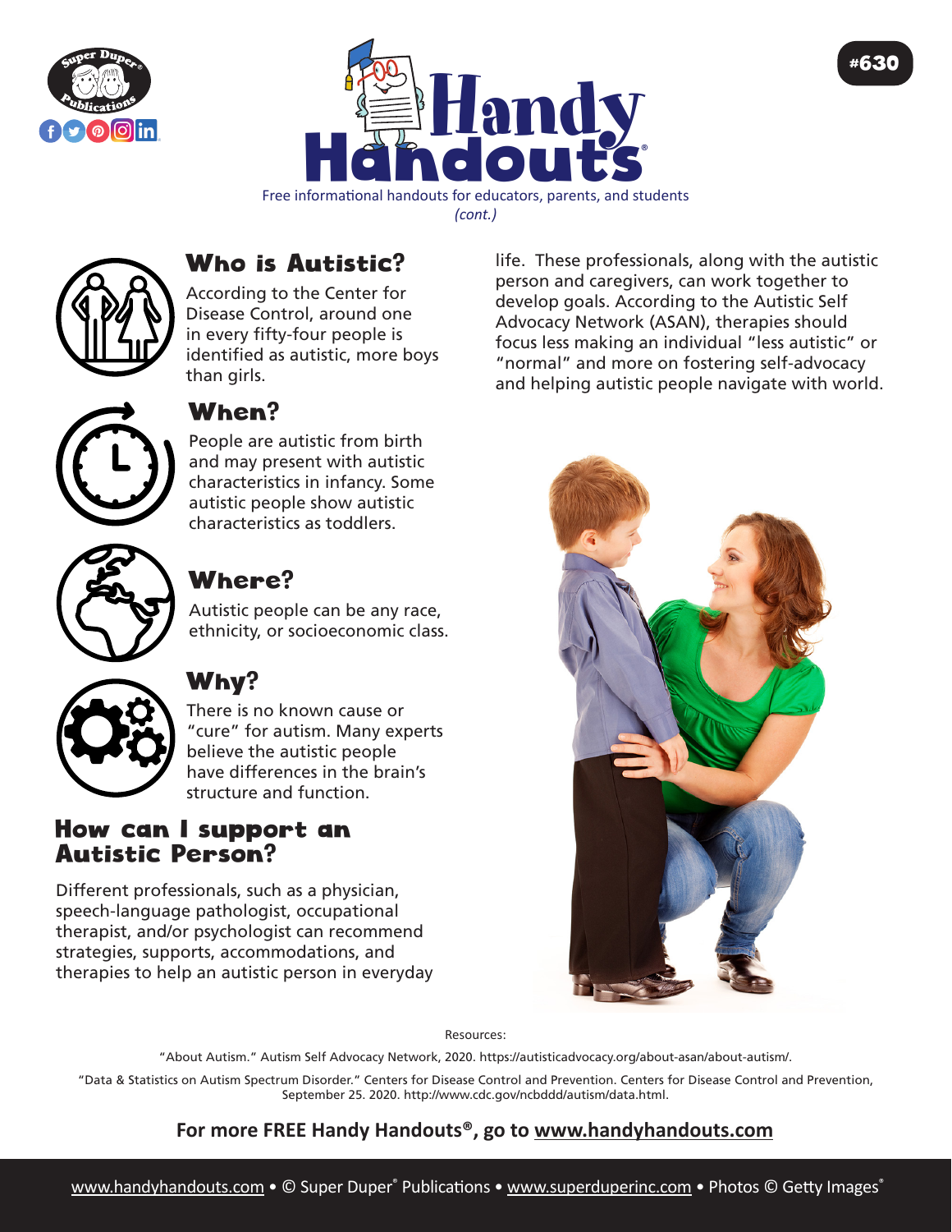Free informational handouts for educators, parents, and students

*(cont.)*

## Who is Autistic?

According to the Center for Disease Control, around one in every fifty-four people is identified as autistic, more boys than girls.

## When?

People are autistic from birth and may present with autistic characteristics in infancy. Some autistic people show autistic characteristics as toddlers.

## Where?

Autistic people can be any race, ethnicity, or socioeconomic class.

## Why?

There is no known cause or "cure" for autism. Many experts believe the autistic people have differences in the brain's structure and function.

## How can I support an Autistic Person?

Different professionals, such as a physician, speech-language pathologist, occupational therapist, and/or psychologist can recommend strategies, supports, accommodations, and therapies to help an autistic person in everyday life. These professionals, along with the autistic person and caregivers, can work together to develop goals. According to the Autistic Self Advocacy Network (ASAN), therapies should focus less making an individual "less autistic" or "normal" and more on fostering self-advocacy and helping autistic people navigate with world.

Resources:

"About Autism." Autism Self Advocacy Network, 2020. https://autisticadvocacy.org/about-asan/about-autism/.

"Data & Statistics on Autism Spectrum Disorder." Centers for Disease Control and Prevention. Centers for Disease Control and Prevention, September 25. 2020. http://www.cdc.gov/ncbddd/autism/data.html.

**For more FREE Handy Handouts®, go to www.handyhandouts.com**

www.handyhandouts.com • © Super Duper® Publications • www.superduperinc.com • Photos © Getty Images®